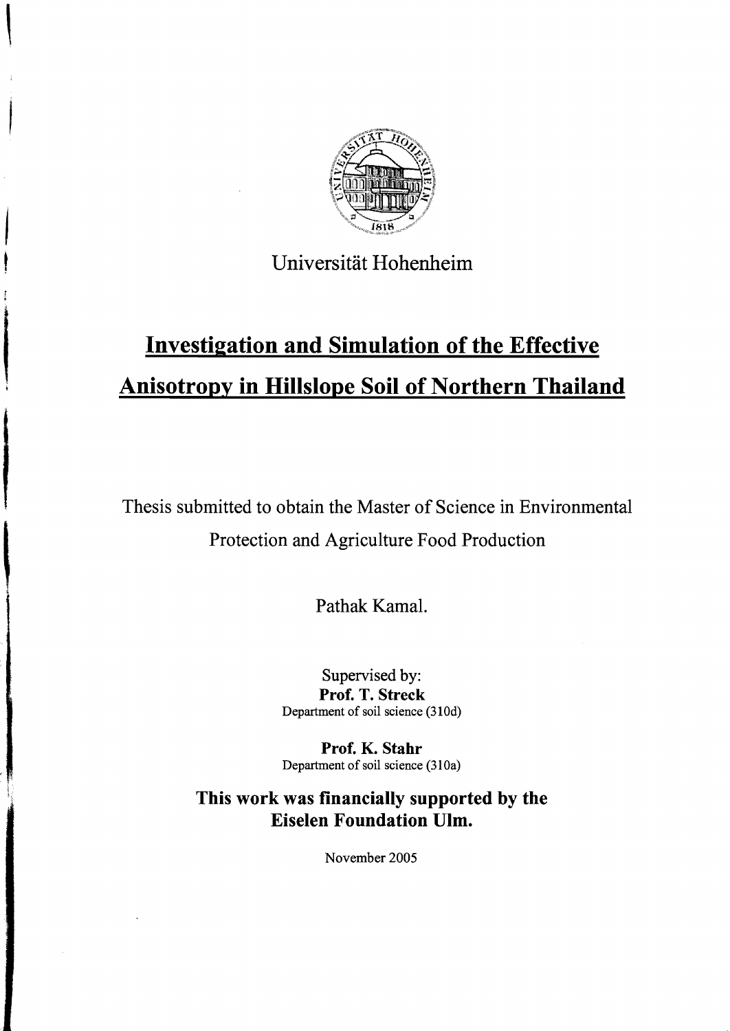Universität Hohenheim

# Investigation and Simulation of the Effective Anisotropy in Hillslope Soil of Northern Thailand

Thesis submitted to obtain the Master of Science in Environmental Protection and Agriculture Food Production

Pathak Kamal.

Supervised by:
**Prof. T. Streck**
Department of soil science (310d)

**Prof. K. Stahr**
Department of soil science (310a)

**This work was financially supported by the Eiselen Foundation Ulm.**

November 2005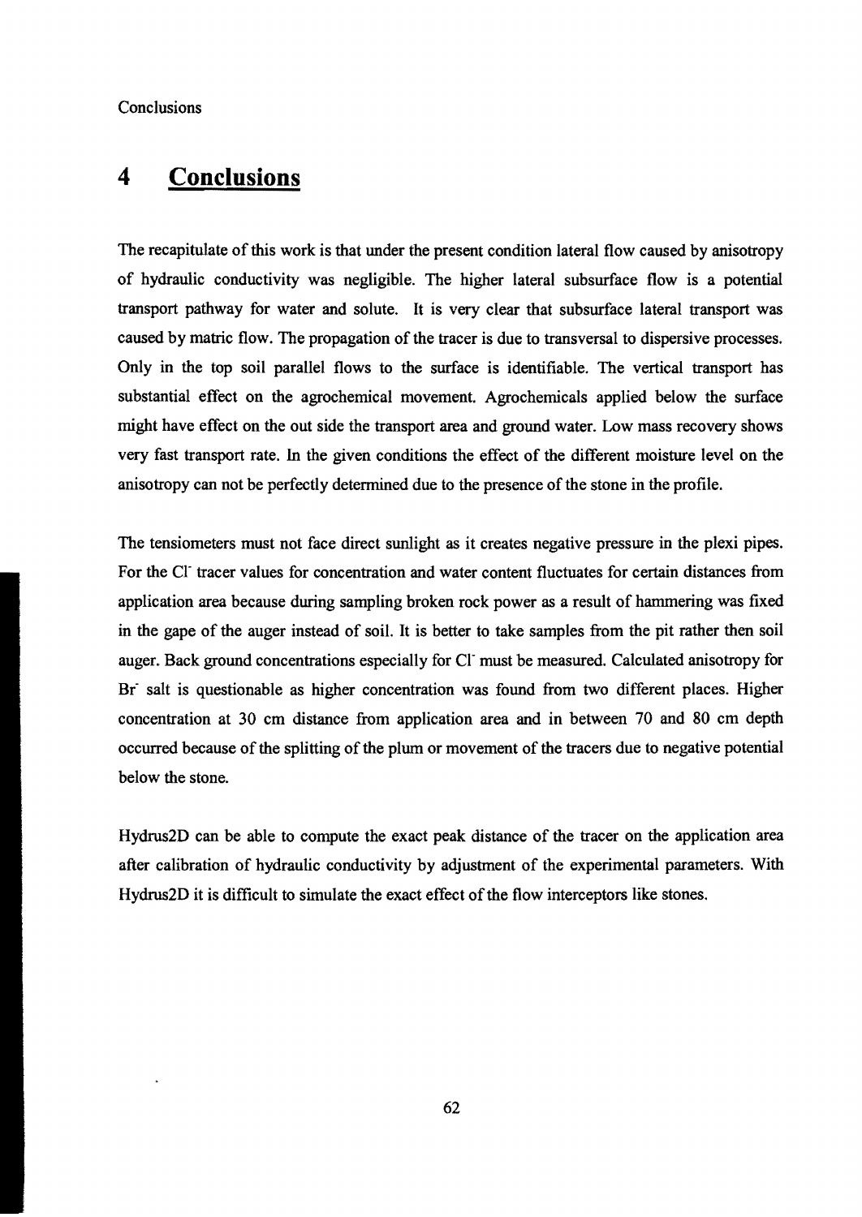# 4 Conclusions

The recapitulate of this work is that under the present condition lateral flow caused by anisotropy of hydraulic conductivity was negligible. The higher lateral subsurface flow is a potential transport pathway for water and solute. It is very clear that subsurface lateral transport was caused by matric flow. The propagation of the tracer is due to transversal to dispersive processes. Only in the top soil parallel flows to the surface is identifiable. The vertical transport has substantial effect on the agrochemical movement. Agrochemicals applied below the surface might have effect on the out side the transport area and ground water. Low mass recovery shows very fast transport rate. In the given conditions the effect of the different moisture level on the anisotropy can not be perfectly determined due to the presence of the stone in the profile.

The tensiometers must not face direct sunlight as it creates negative pressure in the plexi pipes. For the $Cl^-$ tracer values for concentration and water content fluctuates for certain distances from application area because during sampling broken rock power as a result of hammering was fixed in the gape of the auger instead of soil. It is better to take samples from the pit rather then soil auger. Back ground concentrations especially for $Cl^-$ must be measured. Calculated anisotropy for $Br^-$ salt is questionable as higher concentration was found from two different places. Higher concentration at 30 cm distance from application area and in between 70 and 80 cm depth occurred because of the splitting of the plum or movement of the tracers due to negative potential below the stone.

Hydrus2D can be able to compute the exact peak distance of the tracer on the application area after calibration of hydraulic conductivity by adjustment of the experimental parameters. With Hydrus2D it is difficult to simulate the exact effect of the flow interceptors like stones.